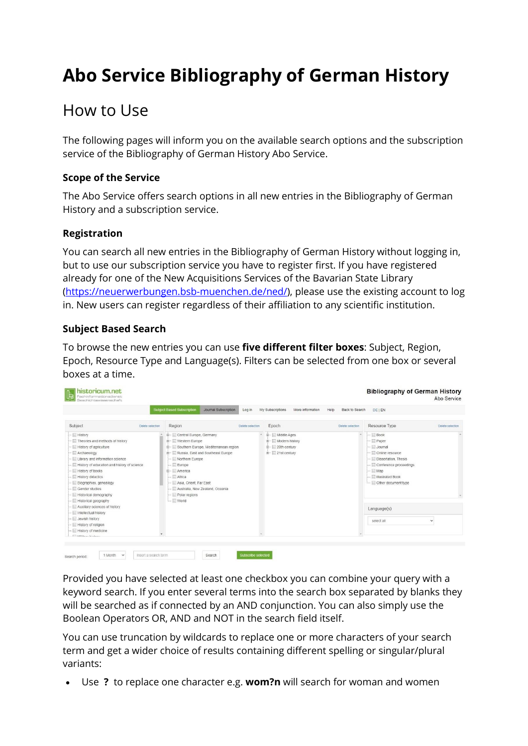# Abo Service Bibliography of German History

## How to Use

The following pages will inform you on the available search options and the subscription service of the Bibliography of German History Abo Service.

### Scope of the Service

The Abo Service offers search options in all new entries in the Bibliography of German History and a subscription service.

### Registration

You can search all new entries in the Bibliography of German History without logging in, but to use our subscription service you have to register first. If you have registered already for one of the New Acquisitions Services of the Bavarian State Library (https://neuerwerbungen.bsb-muenchen.de/ned/), please use the existing account to log in. New users can register regardless of their affiliation to any scientific institution.

### Subject Based Search

To browse the new entries you can use **five different filter boxes**: Subject, Region, Epoch, Resource Type and Language(s). Filters can be selected from one box or several boxes at a time.

Provided you have selected at least one checkbox you can combine your query with a keyword search. If you enter several terms into the search box separated by blanks they will be searched as if connected by an AND conjunction. You can also simply use the Boolean Operators OR, AND and NOT in the search field itself.

You can use truncation by wildcards to replace one or more characters of your search term and get a wider choice of results containing different spelling or singular/plural variants:

- Use **?** to replace one character e.g. **wom?n** will search for woman and women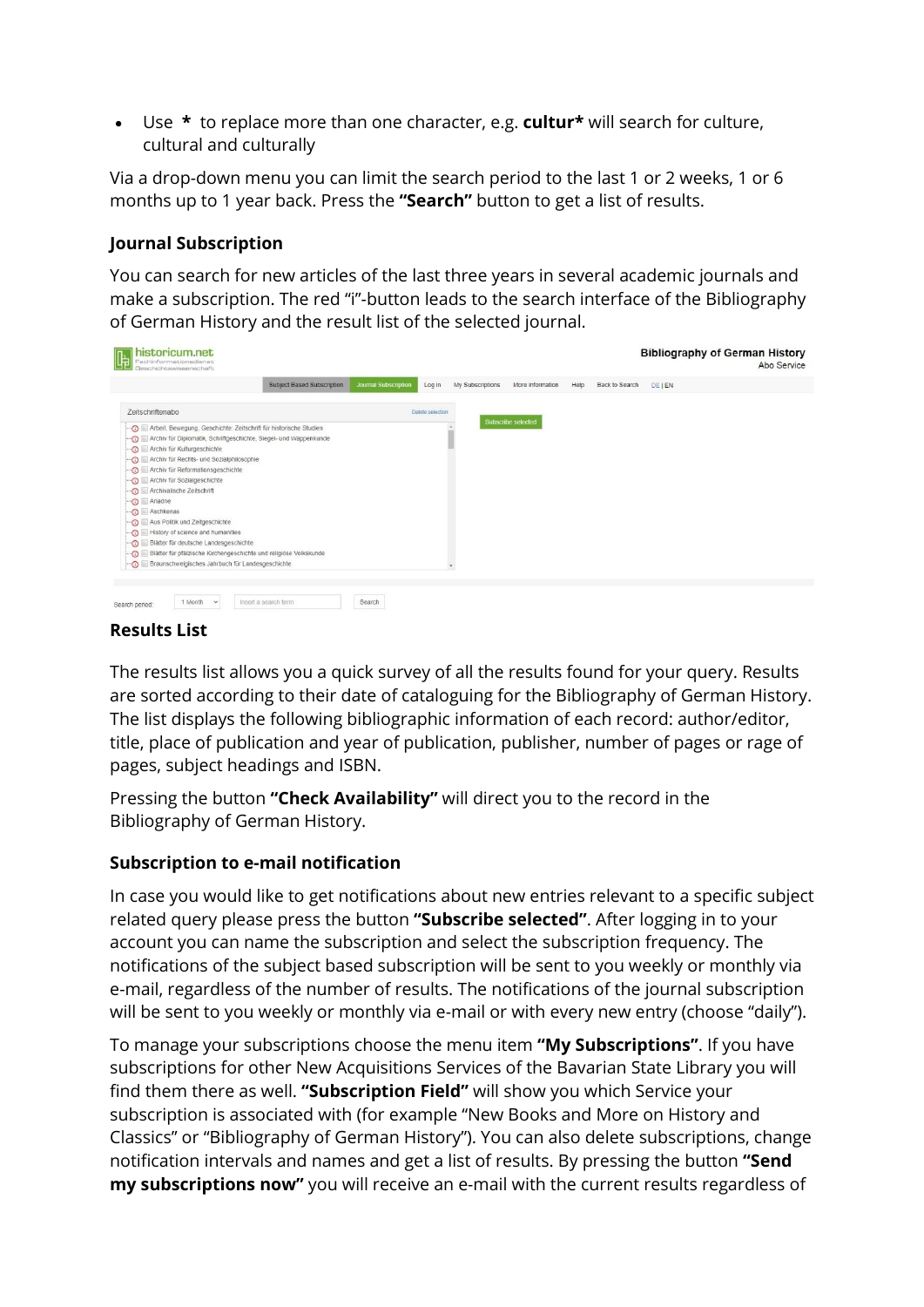- Use * to replace more than one character, e.g. **cultur*** will search for culture, cultural and culturally

Via a drop-down menu you can limit the search period to the last 1 or 2 weeks, 1 or 6 months up to 1 year back. Press the **"Search"** button to get a list of results.

### Journal Subscription

You can search for new articles of the last three years in several academic journals and make a subscription. The red "i"-button leads to the search interface of the Bibliography of German History and the result list of the selected journal.

### Results List

The results list allows you a quick survey of all the results found for your query. Results are sorted according to their date of cataloguing for the Bibliography of German History. The list displays the following bibliographic information of each record: author/editor, title, place of publication and year of publication, publisher, number of pages or rage of pages, subject headings and ISBN.

Pressing the button **"Check Availability"** will direct you to the record in the Bibliography of German History.

### Subscription to e-mail notification

In case you would like to get notifications about new entries relevant to a specific subject related query please press the button **"Subscribe selected"**. After logging in to your account you can name the subscription and select the subscription frequency. The notifications of the subject based subscription will be sent to you weekly or monthly via e-mail, regardless of the number of results. The notifications of the journal subscription will be sent to you weekly or monthly via e-mail or with every new entry (choose "daily").

To manage your subscriptions choose the menu item **"My Subscriptions"**. If you have subscriptions for other New Acquisitions Services of the Bavarian State Library you will find them there as well. **"Subscription Field"** will show you which Service your subscription is associated with (for example "New Books and More on History and Classics" or "Bibliography of German History"). You can also delete subscriptions, change notification intervals and names and get a list of results. By pressing the button **"Send my subscriptions now"** you will receive an e-mail with the current results regardless of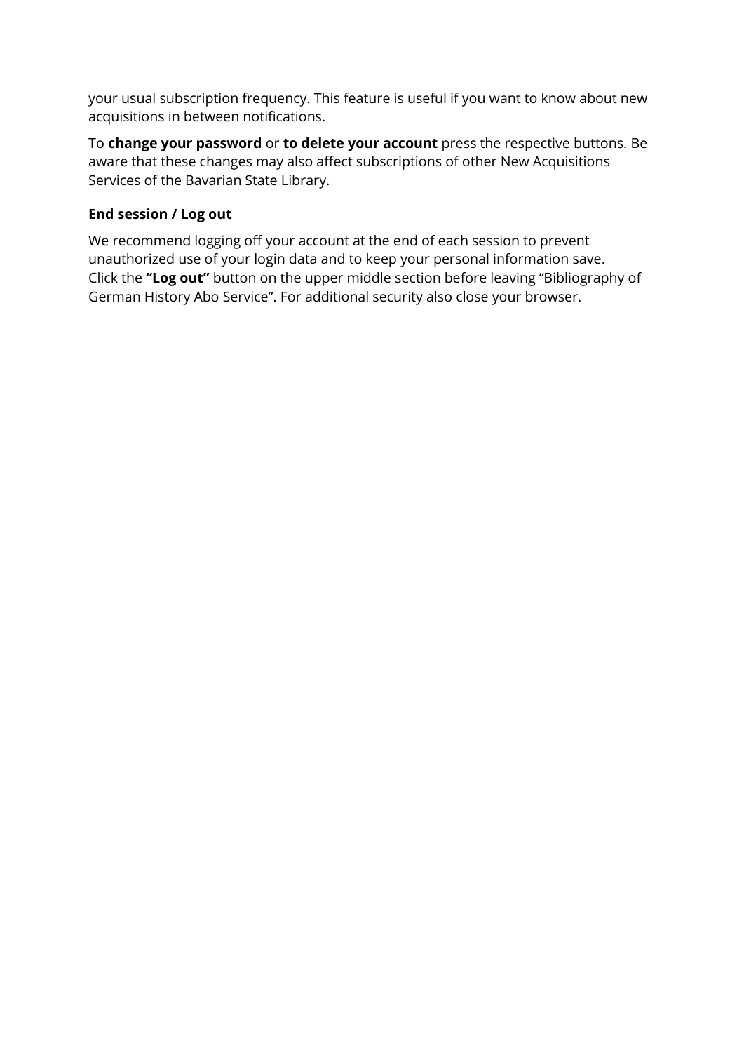your usual subscription frequency. This feature is useful if you want to know about new acquisitions in between notifications.

To **change your password** or **to delete your account** press the respective buttons. Be aware that these changes may also affect subscriptions of other New Acquisitions Services of the Bavarian State Library.

### End session / Log out

We recommend logging off your account at the end of each session to prevent unauthorized use of your login data and to keep your personal information save.
Click the **"Log out"** button on the upper middle section before leaving "Bibliography of German History Abo Service". For additional security also close your browser.